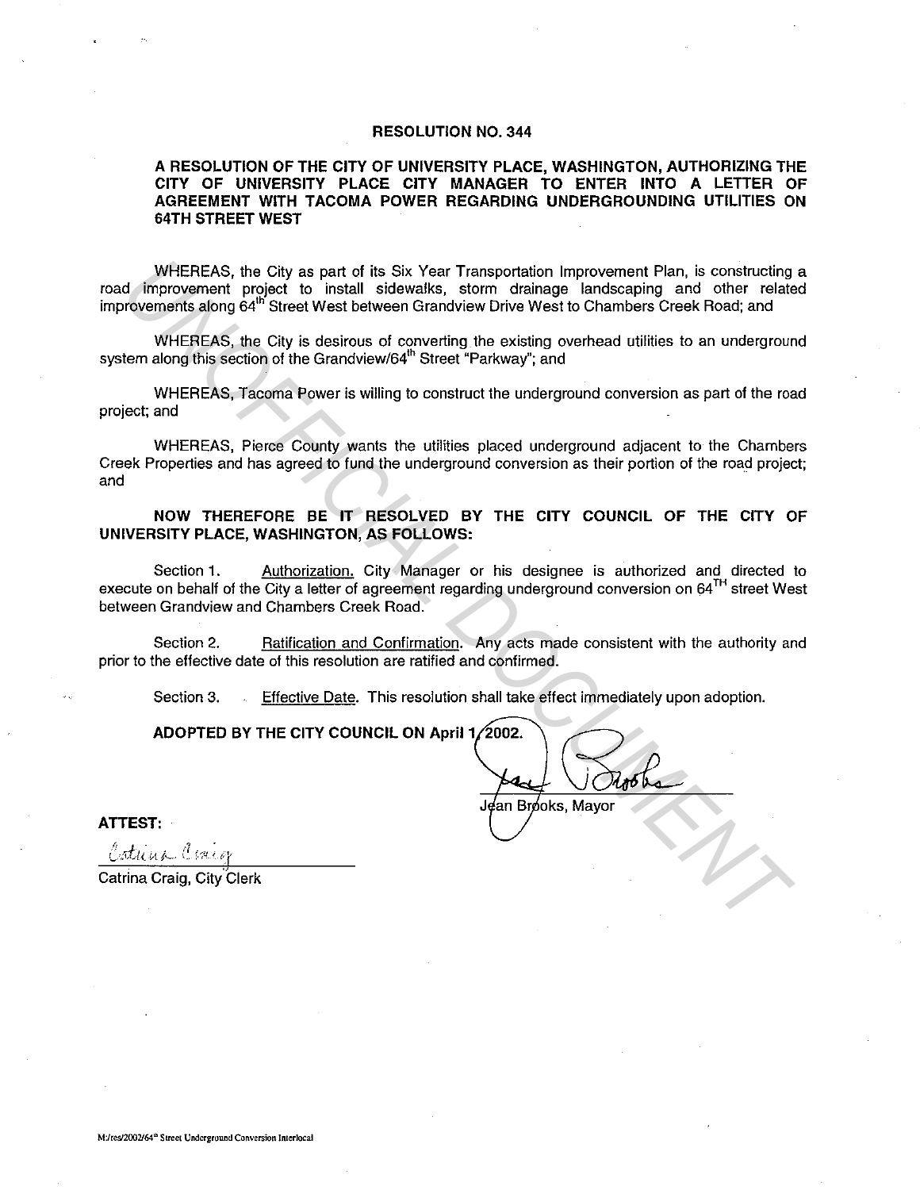# RESOLUTION NO. 344

## A RESOLUTION OF THE CITY OF UNIVERSITY PLACE, WASHINGTON, AUTHORIZING THE CITY OF UNIVERSITY PLACE CITY MANAGER TO ENTER INTO A LETTER OF AGREEMENT WITH TACOMA POWER REGARDING UNDERGROUNDING UTILITIES ON 64TH STREET WEST

WHEREAS, the City as part of its Six Year Transportation Improvement Plan, is constructing a road improvement project to install sidewalks, storm drainage landscaping and other related improvements along 64th Street West between Grandview Drive West to Chambers Creek Road; and

WHEREAS, the City is desirous of converting the existing overhead utilities to an underground system along this section of the Grandview/64th Street "Parkway"; and

WHEREAS, Tacoma Power is willing to construct the underground conversion as part of the road project; and

WHEREAS, Pierce County wants the utilities placed underground adjacent to the Chambers Creek Properties and has agreed to fund the underground conversion as their portion of the road project; and

**NOW THEREFORE BE IT RESOLVED BY THE CITY COUNCIL OF THE CITY OF UNIVERSITY PLACE, WASHINGTON, AS FOLLOWS:**

Section 1. Authorization. City Manager or his designee is authorized and directed to execute on behalf of the City a letter of agreement regarding underground conversion on 64TH street West between Grandview and Chambers Creek Road.

Section 2. Ratification and Confirmation. Any acts made consistent with the authority and prior to the effective date of this resolution are ratified and confirmed.

Section 3. Effective Date. This resolution shall take effect immediately upon adoption.

**ADOPTED BY THE CITY COUNCIL ON April 1, 2002.**

Jean Brooks, Mayor

**ATTEST:**

Catrina Craig, City Clerk

M:/res/2002/64th Street Underground Conversion Interlocal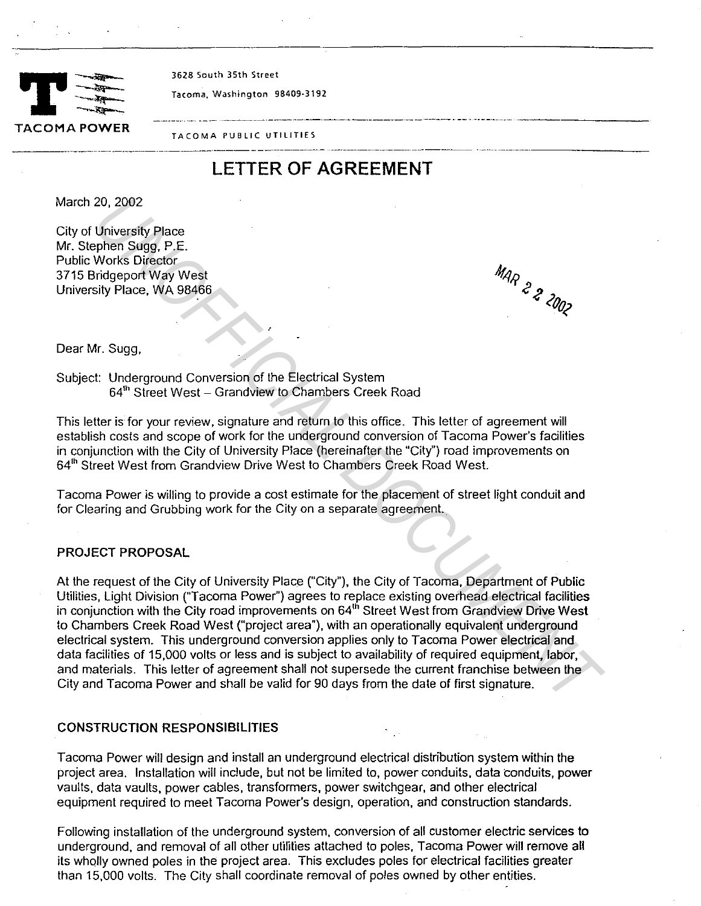TACOMA POWER

3628 South 35th Street

Tacoma, Washington 98409-3192

TACOMA PUBLIC UTILITIES

# LETTER OF AGREEMENT

March 20, 2002

City of University Place
Mr. Stephen Sugg, P.E.
Public Works Director
3715 Bridgeport Way West
University Place, WA 98466

MAR 22 2002

Dear Mr. Sugg,

Subject: Underground Conversion of the Electrical System
64th Street West – Grandview to Chambers Creek Road

This letter is for your review, signature and return to this office. This letter of agreement will establish costs and scope of work for the underground conversion of Tacoma Power's facilities in conjunction with the City of University Place (hereinafter the "City") road improvements on 64th Street West from Grandview Drive West to Chambers Creek Road West.

Tacoma Power is willing to provide a cost estimate for the placement of street light conduit and for Clearing and Grubbing work for the City on a separate agreement.

## PROJECT PROPOSAL

At the request of the City of University Place ("City"), the City of Tacoma, Department of Public Utilities, Light Division ("Tacoma Power") agrees to replace existing overhead electrical facilities in conjunction with the City road improvements on 64th Street West from Grandview Drive West to Chambers Creek Road West ("project area"), with an operationally equivalent underground electrical system. This underground conversion applies only to Tacoma Power electrical and data facilities of 15,000 volts or less and is subject to availability of required equipment, labor, and materials. This letter of agreement shall not supersede the current franchise between the City and Tacoma Power and shall be valid for 90 days from the date of first signature.

## CONSTRUCTION RESPONSIBILITIES

Tacoma Power will design and install an underground electrical distribution system within the project area. Installation will include, but not be limited to, power conduits, data conduits, power vaults, data vaults, power cables, transformers, power switchgear, and other electrical equipment required to meet Tacoma Power's design, operation, and construction standards.

Following installation of the underground system, conversion of all customer electric services to underground, and removal of all other utilities attached to poles, Tacoma Power will remove all its wholly owned poles in the project area. This excludes poles for electrical facilities greater than 15,000 volts. The City shall coordinate removal of poles owned by other entities.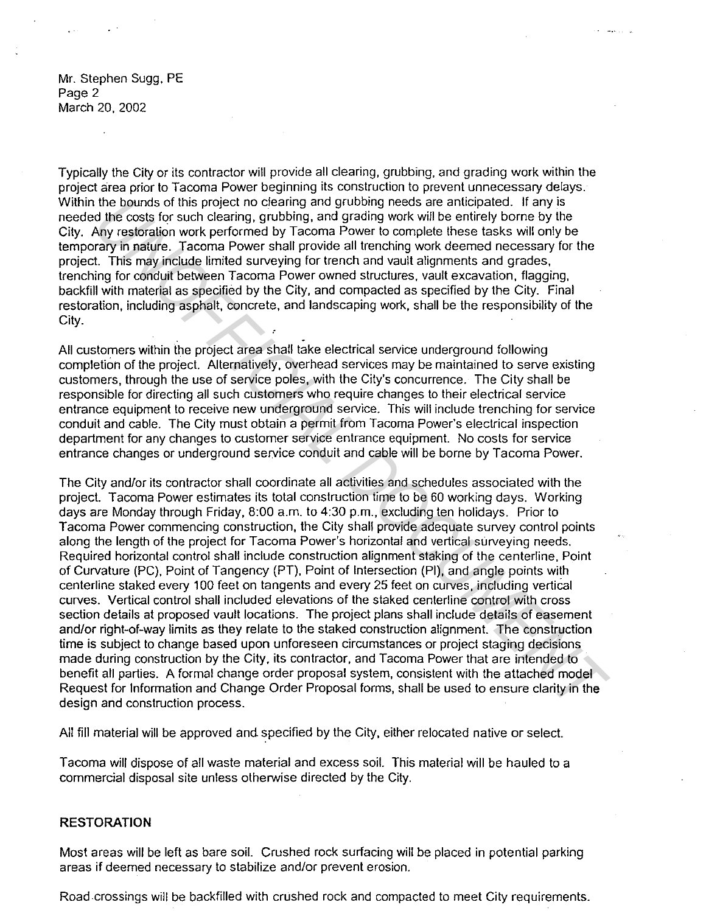Mr. Stephen Sugg, PE
Page 2
March 20, 2002

Typically the City or its contractor will provide all clearing, grubbing, and grading work within the project area prior to Tacoma Power beginning its construction to prevent unnecessary delays. Within the bounds of this project no clearing and grubbing needs are anticipated. If any is needed the costs for such clearing, grubbing, and grading work will be entirely borne by the City. Any restoration work performed by Tacoma Power to complete these tasks will only be temporary in nature. Tacoma Power shall provide all trenching work deemed necessary for the project. This may include limited surveying for trench and vault alignments and grades, trenching for conduit between Tacoma Power owned structures, vault excavation, flagging, backfill with material as specified by the City, and compacted as specified by the City. Final restoration, including asphalt, concrete, and landscaping work, shall be the responsibility of the City.

All customers within the project area shall take electrical service underground following completion of the project. Alternatively, overhead services may be maintained to serve existing customers, through the use of service poles, with the City's concurrence. The City shall be responsible for directing all such customers who require changes to their electrical service entrance equipment to receive new underground service. This will include trenching for service conduit and cable. The City must obtain a permit from Tacoma Power's electrical inspection department for any changes to customer service entrance equipment. No costs for service entrance changes or underground service conduit and cable will be borne by Tacoma Power.

The City and/or its contractor shall coordinate all activities and schedules associated with the project. Tacoma Power estimates its total construction time to be 60 working days. Working days are Monday through Friday, 8:00 a.m. to 4:30 p.m., excluding ten holidays. Prior to Tacoma Power commencing construction, the City shall provide adequate survey control points along the length of the project for Tacoma Power's horizontal and vertical surveying needs. Required horizontal control shall include construction alignment staking of the centerline, Point of Curvature (PC), Point of Tangency (PT), Point of Intersection (PI), and angle points with centerline staked every 100 feet on tangents and every 25 feet on curves, including vertical curves. Vertical control shall included elevations of the staked centerline control with cross section details at proposed vault locations. The project plans shall include details of easement and/or right-of-way limits as they relate to the staked construction alignment. The construction time is subject to change based upon unforeseen circumstances or project staging decisions made during construction by the City, its contractor, and Tacoma Power that are intended to benefit all parties. A formal change order proposal system, consistent with the attached model Request for Information and Change Order Proposal forms, shall be used to ensure clarity in the design and construction process.

All fill material will be approved and specified by the City, either relocated native or select.

Tacoma will dispose of all waste material and excess soil. This material will be hauled to a commercial disposal site unless otherwise directed by the City.

## RESTORATION

Most areas will be left as bare soil. Crushed rock surfacing will be placed in potential parking areas if deemed necessary to stabilize and/or prevent erosion.

Road crossings will be backfilled with crushed rock and compacted to meet City requirements.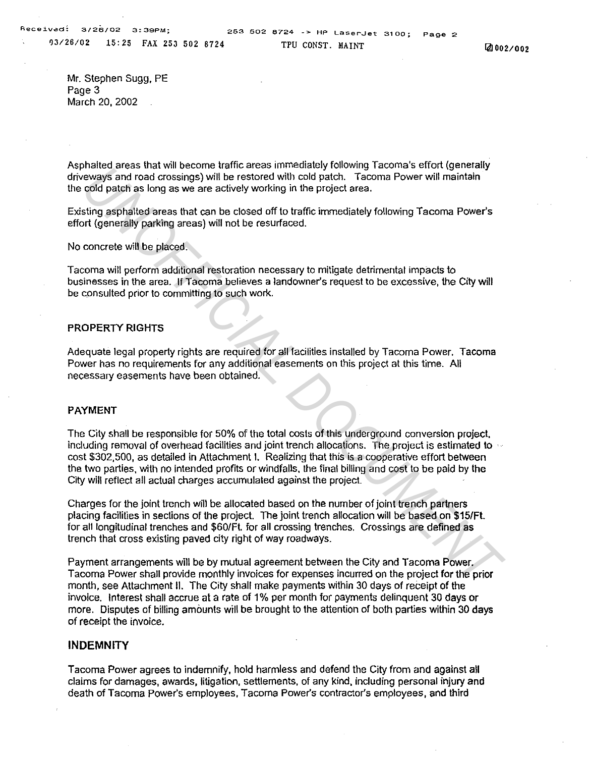Mr. Stephen Sugg, PE
Page 3
March 20, 2002

Asphalted areas that will become traffic areas immediately following Tacoma's effort (generally driveways and road crossings) will be restored with cold patch. Tacoma Power will maintain the cold patch as long as we are actively working in the project area.

Existing asphalted areas that can be closed off to traffic immediately following Tacoma Power's effort (generally parking areas) will not be resurfaced.

No concrete will be placed.

Tacoma will perform additional restoration necessary to mitigate detrimental impacts to businesses in the area. If Tacoma believes a landowner's request to be excessive, the City will be consulted prior to committing to such work.

## PROPERTY RIGHTS

Adequate legal property rights are required for all facilities installed by Tacoma Power. Tacoma Power has no requirements for any additional easements on this project at this time. All necessary easements have been obtained.

## PAYMENT

The City shall be responsible for 50% of the total costs of this underground conversion project, including removal of overhead facilities and joint trench allocations. The project is estimated to cost $302,500, as detailed in Attachment I. Realizing that this is a cooperative effort between the two parties, with no intended profits or windfalls, the final billing and cost to be paid by the City will reflect all actual charges accumulated against the project.

Charges for the joint trench will be allocated based on the number of joint trench partners placing facilities in sections of the project. The joint trench allocation will be based on $15/Ft. for all longitudinal trenches and $60/Ft. for all crossing trenches. Crossings are defined as trench that cross existing paved city right of way roadways.

Payment arrangements will be by mutual agreement between the City and Tacoma Power. Tacoma Power shall provide monthly invoices for expenses incurred on the project for the prior month, see Attachment II. The City shall make payments within 30 days of receipt of the invoice. Interest shall accrue at a rate of 1% per month for payments delinquent 30 days or more. Disputes of billing amounts will be brought to the attention of both parties within 30 days of receipt the invoice.

## INDEMNITY

Tacoma Power agrees to indemnify, hold harmless and defend the City from and against all claims for damages, awards, litigation, settlements, of any kind, including personal injury and death of Tacoma Power's employees, Tacoma Power's contractor's employees, and third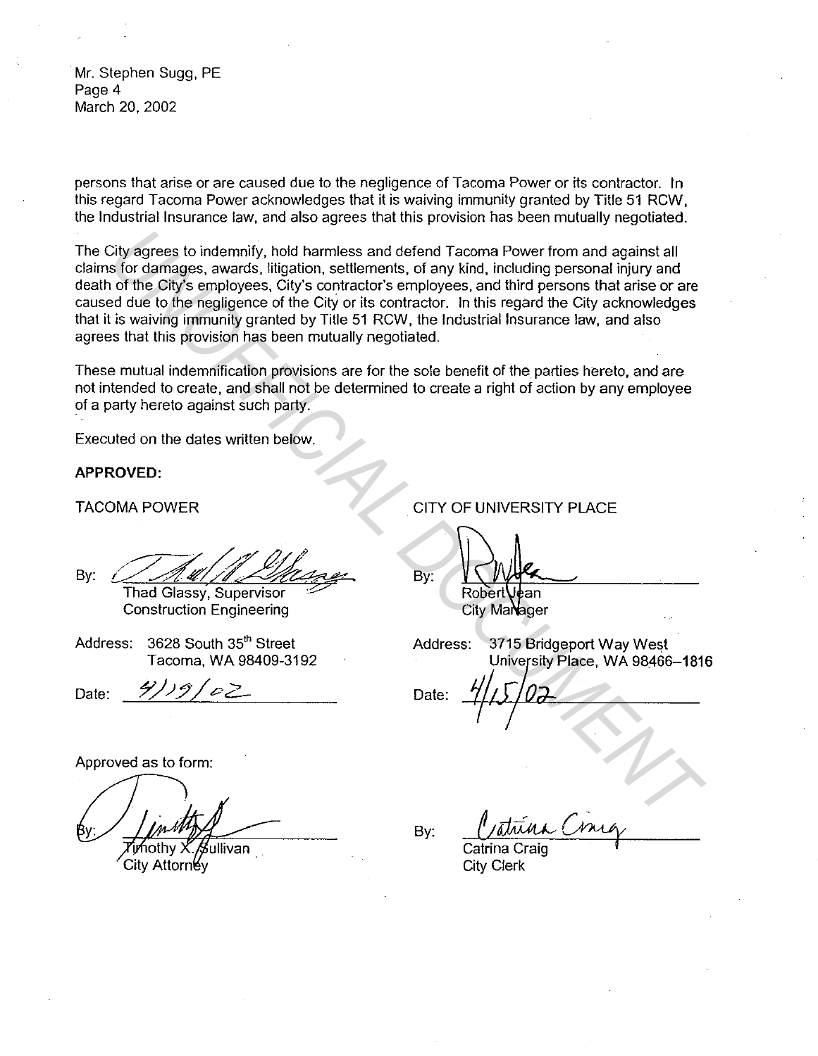Mr. Stephen Sugg, PE
Page 4
March 20, 2002

persons that arise or are caused due to the negligence of Tacoma Power or its contractor. In this regard Tacoma Power acknowledges that it is waiving immunity granted by Title 51 RCW, the Industrial Insurance law, and also agrees that this provision has been mutually negotiated.

The City agrees to indemnify, hold harmless and defend Tacoma Power from and against all claims for damages, awards, litigation, settlements, of any kind, including personal injury and death of the City's employees, City's contractor's employees, and third persons that arise or are caused due to the negligence of the City or its contractor. In this regard the City acknowledges that it is waiving immunity granted by Title 51 RCW, the Industrial Insurance law, and also agrees that this provision has been mutually negotiated.

These mutual indemnification provisions are for the sole benefit of the parties hereto, and are not intended to create, and shall not be determined to create a right of action by any employee of a party hereto against such party.

Executed on the dates written below.

**APPROVED:**

TACOMA POWER

By: _______________
Thad Glassy, Supervisor
Construction Engineering

Address: 3628 South 35th Street
Tacoma, WA 98409-3192

Date: 4/19/02

CITY OF UNIVERSITY PLACE

By: _______________
Robert Jean
City Manager

Address: 3715 Bridgeport Way West
University Place, WA 98466–1816

Date: 4/15/02

Approved as to form:

By: _______________
Timothy X. Sullivan
City Attorney

By: _______________
Catrina Craig
City Clerk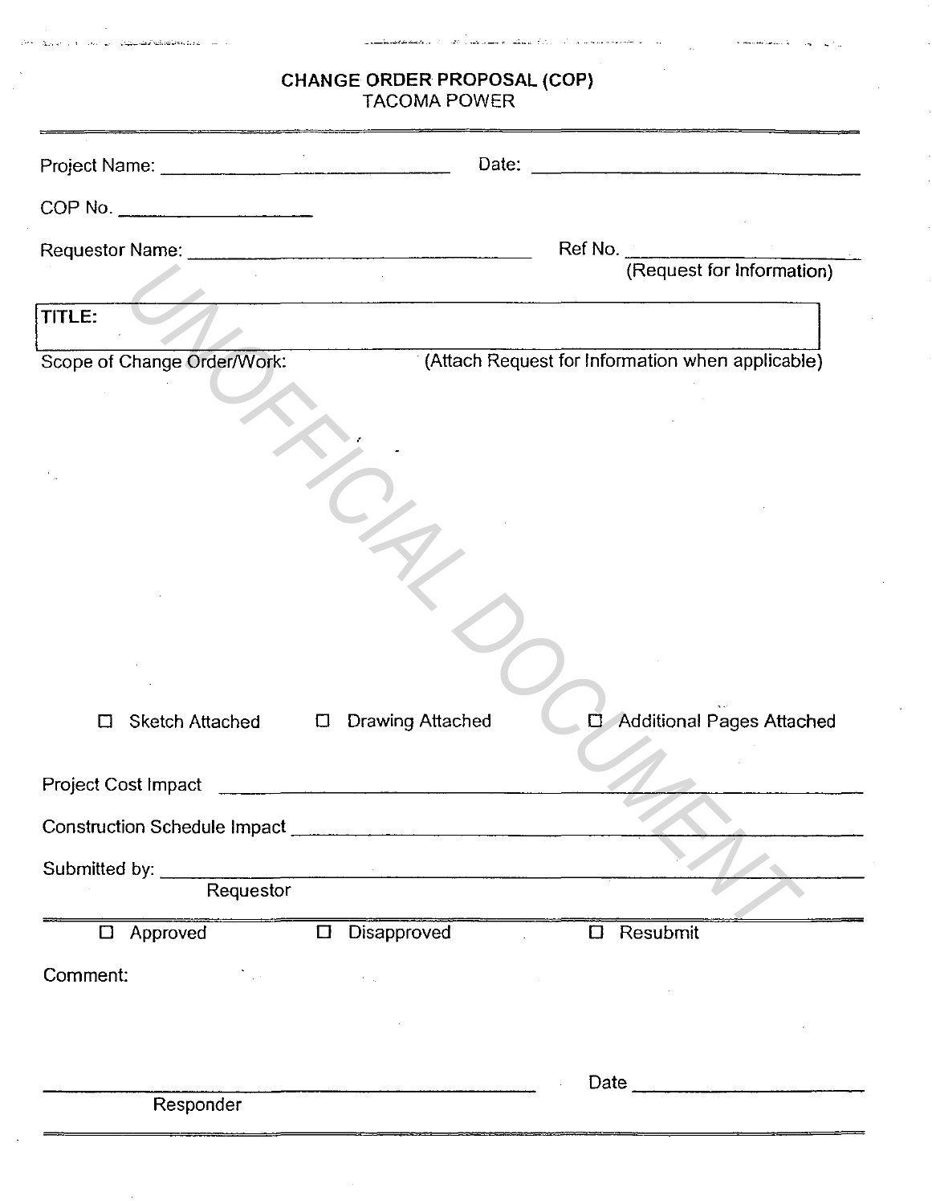# CHANGE ORDER PROPOSAL (COP)

## TACOMA POWER

Project Name: ______________________________ Date: ______________________________

COP No. ____________________

Requestor Name: ______________________________ Ref No. ____________________
(Request for Information)

**TITLE:**

Scope of Change Order/Work: (Attach Request for Information when applicable)

☐ Sketch Attached ☐ Drawing Attached ☐ Additional Pages Attached

Project Cost Impact ______________________________

Construction Schedule Impact ______________________________

Submitted by: ______________________________
Requestor

---

☐ Approved ☐ Disapproved ☐ Resubmit

Comment:

______________________________ Date ____________________
Responder

UNOFFICIAL DOCUMENT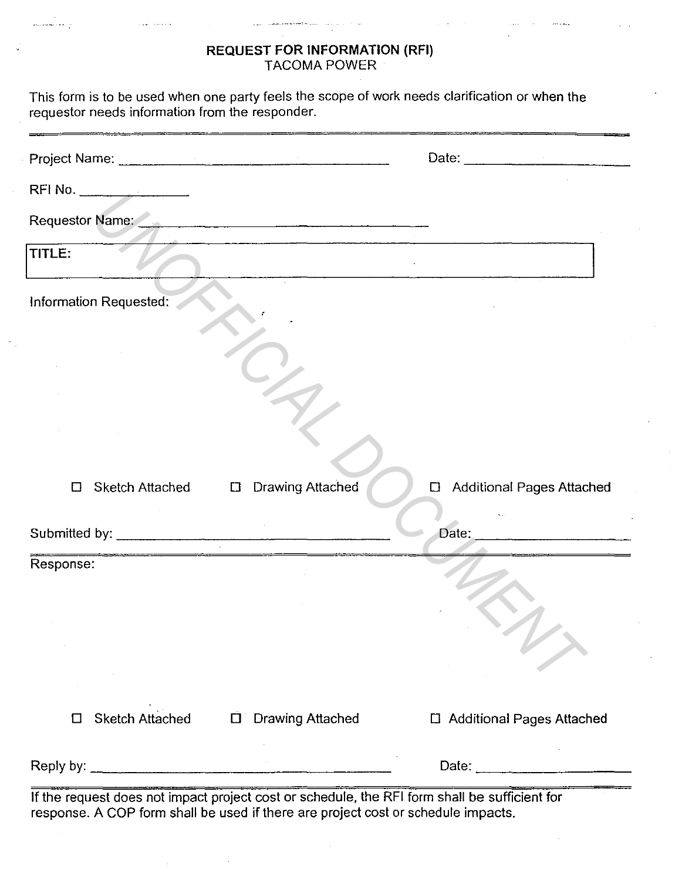# REQUEST FOR INFORMATION (RFI)

TACOMA POWER

This form is to be used when one party feels the scope of work needs clarification or when the requestor needs information from the responder.

---

Project Name: ______________________________ Date: ____________________

RFI No. ______________

Requestor Name: ______________________________

| TITLE: |
|---|

Information Requested:

☐ Sketch Attached ☐ Drawing Attached ☐ Additional Pages Attached

Submitted by: ______________________________ Date: ____________________

---

Response:

☐ Sketch Attached ☐ Drawing Attached ☐ Additional Pages Attached

Reply by: ______________________________ Date: ____________________

---

If the request does not impact project cost or schedule, the RFI form shall be sufficient for response. A COP form shall be used if there are project cost or schedule impacts.

UNOFFICIAL DOCUMENT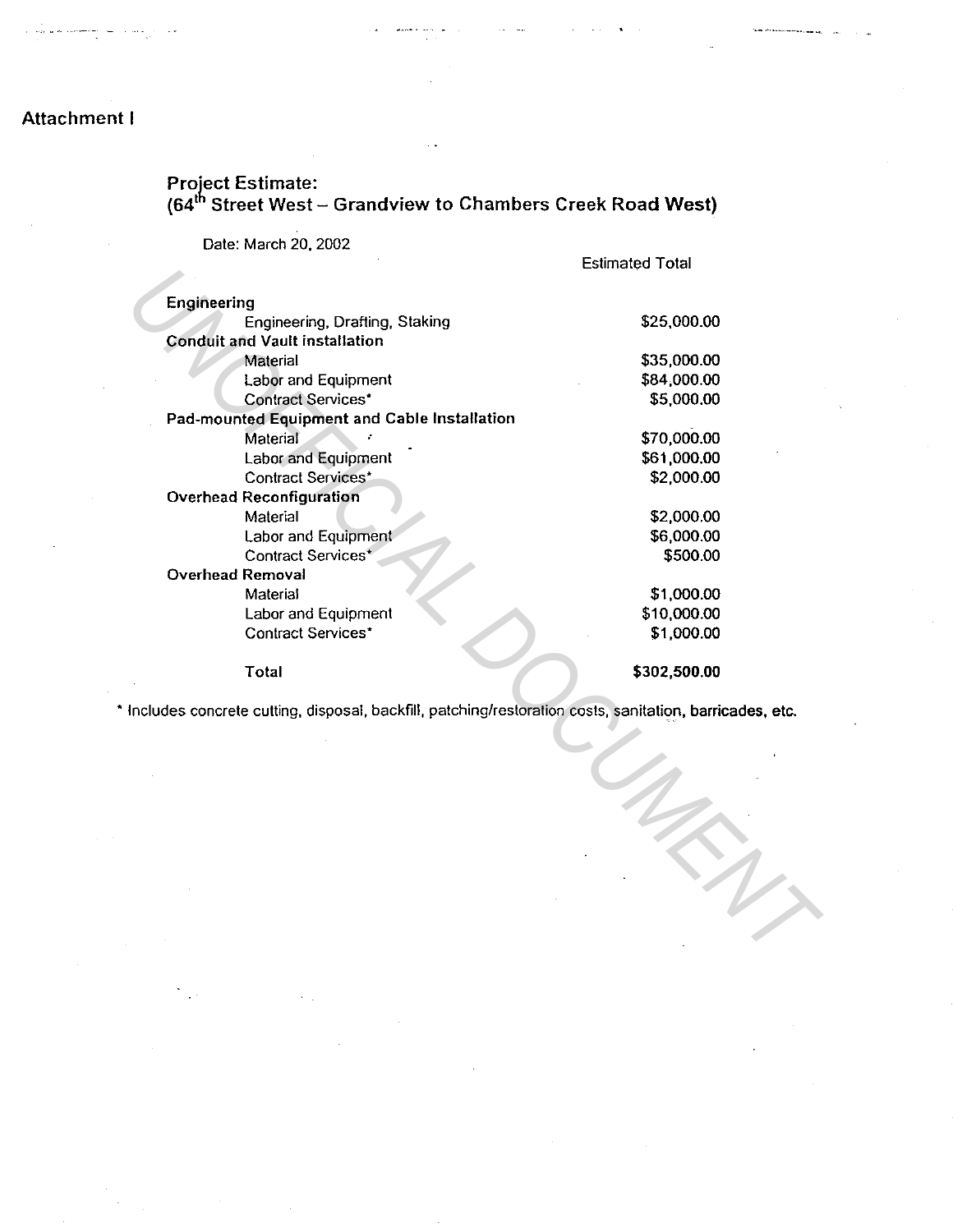Attachment I

## Project Estimate:
## (64th Street West – Grandview to Chambers Creek Road West)

Date: March 20, 2002

| | Estimated Total |
|---|---|
| **Engineering** | |
| Engineering, Drafting, Staking | $25,000.00 |
| **Conduit and Vault installation** | |
| Material | $35,000.00 |
| Labor and Equipment | $84,000.00 |
| Contract Services* | $5,000.00 |
| **Pad-mounted Equipment and Cable Installation** | |
| Material | $70,000.00 |
| Labor and Equipment | $61,000.00 |
| Contract Services* | $2,000.00 |
| **Overhead Reconfiguration** | |
| Material | $2,000.00 |
| Labor and Equipment | $6,000.00 |
| Contract Services* | $500.00 |
| **Overhead Removal** | |
| Material | $1,000.00 |
| Labor and Equipment | $10,000.00 |
| Contract Services* | $1,000.00 |
| **Total** | **$302,500.00** |

* Includes concrete cutting, disposal, backfill, patching/restoration costs, sanitation, barricades, etc.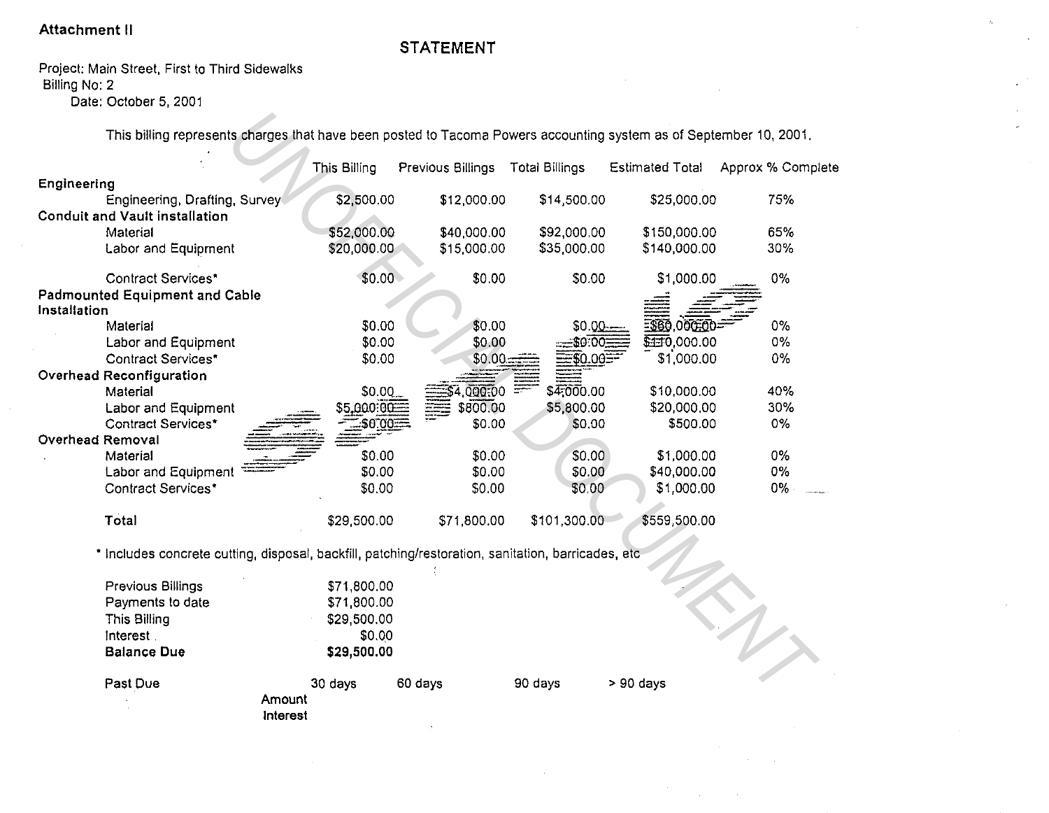**Attachment II**

# STATEMENT

Project: Main Street, First to Third Sidewalks
Billing No: 2
Date: October 5, 2001

This billing represents charges that have been posted to Tacoma Powers accounting system as of September 10, 2001.

| | This Billing | Previous Billings | Total Billings | Estimated Total | Approx % Complete |
|---|---|---|---|---|---|
| **Engineering** | | | | | |
| Engineering, Drafting, Survey | $2,500.00 | $12,000.00 | $14,500.00 | $25,000.00 | 75% |
| **Conduit and Vault installation** | | | | | |
| Material | $52,000.00 | $40,000.00 | $92,000.00 | $150,000.00 | 65% |
| Labor and Equipment | $20,000.00 | $15,000.00 | $35,000.00 | $140,000.00 | 30% |
| Contract Services* | $0.00 | $0.00 | $0.00 | $1,000.00 | 0% |
| **Padmounted Equipment and Cable Installation** | | | | | |
| Material | $0.00 | $0.00 | $0.00 | $60,000.00 | 0% |
| Labor and Equipment | $0.00 | $0.00 | $0.00 | $110,000.00 | 0% |
| Contract Services* | $0.00 | $0.00 | $0.00 | $1,000.00 | 0% |
| **Overhead Reconfiguration** | | | | | |
| Material | $0.00 | $4,000.00 | $4,000.00 | $10,000.00 | 40% |
| Labor and Equipment | $5,000.00 | $800.00 | $5,800.00 | $20,000.00 | 30% |
| Contract Services* | $0.00 | $0.00 | $0.00 | $500.00 | 0% |
| **Overhead Removal** | | | | | |
| Material | $0.00 | $0.00 | $0.00 | $1,000.00 | 0% |
| Labor and Equipment | $0.00 | $0.00 | $0.00 | $40,000.00 | 0% |
| Contract Services* | $0.00 | $0.00 | $0.00 | $1,000.00 | 0% |
| **Total** | $29,500.00 | $71,800.00 | $101,300.00 | $559,500.00 | |

\* Includes concrete cutting, disposal, backfill, patching/restoration, sanitation, barricades, etc

| | |
|---|---|
| Previous Billings | $71,800.00 |
| Payments to date | $71,800.00 |
| This Billing | $29,500.00 |
| Interest | $0.00 |
| **Balance Due** | **$29,500.00** |

| Past Due | 30 days | 60 days | 90 days | > 90 days |
|---|---|---|---|---|
| Amount | | | | |
| Interest | | | | |